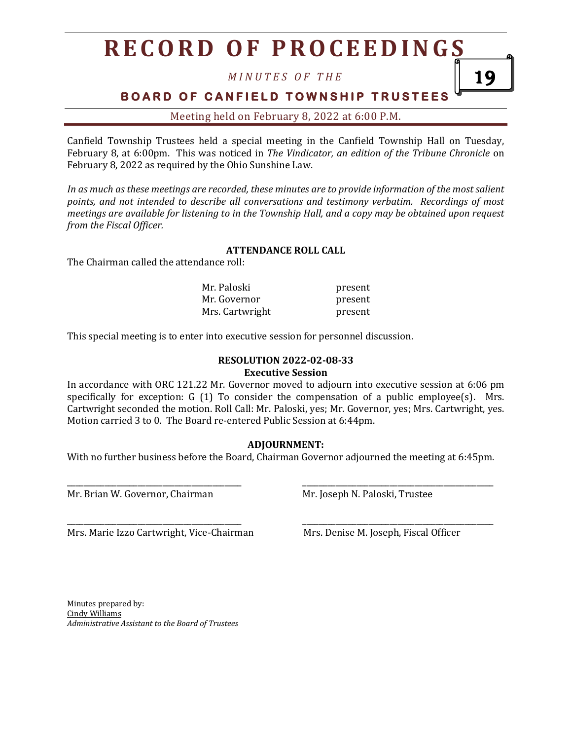# RECORD OF PROCEEDINGS

*MINUTES OF THE*

**BOARD OF CANFIELD TOWNSHIP TRUSTEES**

Meeting held on February 8, 2022 at 6:00 P.M.

Canfield Township Trustees held a special meeting in the Canfield Township Hall on Tuesday, February 8, at 6:00pm. This was noticed in *The Vindicator, an edition of the Tribune Chronicle* on February 8, 2022 as required by the Ohio Sunshine Law.

*In as much as these meetings are recorded, these minutes are to provide information of the most salient points, and not intended to describe all conversations and testimony verbatim. Recordings of most meetings are available for listening to in the Township Hall, and a copy may be obtained upon request from the Fiscal Officer.*

**ATTENDANCE ROLL CALL**

The Chairman called the attendance roll:

| | |
|---|---|
| Mr. Paloski | present |
| Mr. Governor | present |
| Mrs. Cartwright | present |

This special meeting is to enter into executive session for personnel discussion.

**RESOLUTION 2022-02-08-33**
**Executive Session**

In accordance with ORC 121.22 Mr. Governor moved to adjourn into executive session at 6:06 pm specifically for exception: G (1) To consider the compensation of a public employee(s). Mrs. Cartwright seconded the motion. Roll Call: Mr. Paloski, yes; Mr. Governor, yes; Mrs. Cartwright, yes. Motion carried 3 to 0. The Board re-entered Public Session at 6:44pm.

**ADJOURNMENT:**

With no further business before the Board, Chairman Governor adjourned the meeting at 6:45pm.

_______________________________
Mr. Brian W. Governor, Chairman

_______________________________
Mr. Joseph N. Paloski, Trustee

_______________________________
Mrs. Marie Izzo Cartwright, Vice-Chairman

_______________________________
Mrs. Denise M. Joseph, Fiscal Officer

Minutes prepared by:
Cindy Williams
*Administrative Assistant to the Board of Trustees*